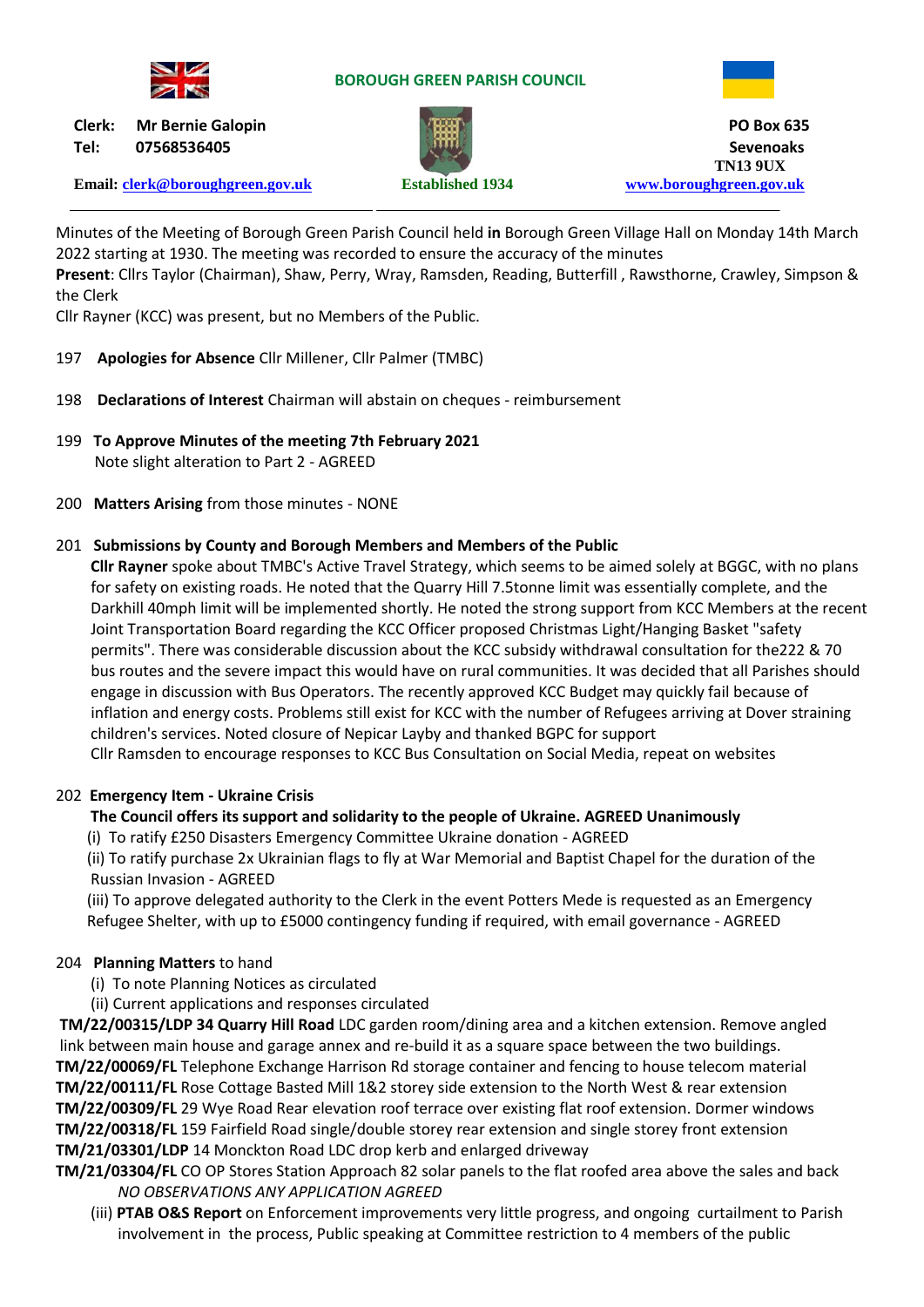**BOROUGH GREEN PARISH COUNCIL**

**Clerk:** Mr Bernie Galopin
**Tel:** 07568536405
**Email:** clerk@boroughgreen.gov.uk

Established 1934

**PO Box 635**
**Sevenoaks**
**TN13 9UX**
www.boroughgreen.gov.uk

---

Minutes of the Meeting of Borough Green Parish Council held **in** Borough Green Village Hall on Monday 14th March 2022 starting at 1930. The meeting was recorded to ensure the accuracy of the minutes

**Present**: Cllrs Taylor (Chairman), Shaw, Perry, Wray, Ramsden, Reading, Butterfill , Rawsthorne, Crawley, Simpson & the Clerk

Cllr Rayner (KCC) was present, but no Members of the Public.

197 **Apologies for Absence** Cllr Millener, Cllr Palmer (TMBC)

198 **Declarations of Interest** Chairman will abstain on cheques - reimbursement

199 **To Approve Minutes of the meeting 7th February 2021**
Note slight alteration to Part 2 - AGREED

200 **Matters Arising** from those minutes - NONE

201 **Submissions by County and Borough Members and Members of the Public**

**Cllr Rayner** spoke about TMBC's Active Travel Strategy, which seems to be aimed solely at BGGC, with no plans for safety on existing roads. He noted that the Quarry Hill 7.5tonne limit was essentially complete, and the Darkhill 40mph limit will be implemented shortly. He noted the strong support from KCC Members at the recent Joint Transportation Board regarding the KCC Officer proposed Christmas Light/Hanging Basket "safety permits". There was considerable discussion about the KCC subsidy withdrawal consultation for the222 & 70 bus routes and the severe impact this would have on rural communities. It was decided that all Parishes should engage in discussion with Bus Operators. The recently approved KCC Budget may quickly fail because of inflation and energy costs. Problems still exist for KCC with the number of Refugees arriving at Dover straining children's services. Noted closure of Nepicar Layby and thanked BGPC for support

Cllr Ramsden to encourage responses to KCC Bus Consultation on Social Media, repeat on websites

202 **Emergency Item - Ukraine Crisis**

**The Council offers its support and solidarity to the people of Ukraine. AGREED Unanimously**

(i) To ratify £250 Disasters Emergency Committee Ukraine donation - AGREED

(ii) To ratify purchase 2x Ukrainian flags to fly at War Memorial and Baptist Chapel for the duration of the Russian Invasion - AGREED

(iii) To approve delegated authority to the Clerk in the event Potters Mede is requested as an Emergency Refugee Shelter, with up to £5000 contingency funding if required, with email governance - AGREED

204 **Planning Matters** to hand

(i) To note Planning Notices as circulated

(ii) Current applications and responses circulated

**TM/22/00315/LDP 34 Quarry Hill Road** LDC garden room/dining area and a kitchen extension. Remove angled link between main house and garage annex and re-build it as a square space between the two buildings.

**TM/22/00069/FL** Telephone Exchange Harrison Rd storage container and fencing to house telecom material

**TM/22/00111/FL** Rose Cottage Basted Mill 1&2 storey side extension to the North West & rear extension

**TM/22/00309/FL** 29 Wye Road Rear elevation roof terrace over existing flat roof extension. Dormer windows

**TM/22/00318/FL** 159 Fairfield Road single/double storey rear extension and single storey front extension

**TM/21/03301/LDP** 14 Monckton Road LDC drop kerb and enlarged driveway

**TM/21/03304/FL** CO OP Stores Station Approach 82 solar panels to the flat roofed area above the sales and back

*NO OBSERVATIONS ANY APPLICATION AGREED*

(iii) **PTAB O&S Report** on Enforcement improvements very little progress, and ongoing curtailment to Parish involvement in the process, Public speaking at Committee restriction to 4 members of the public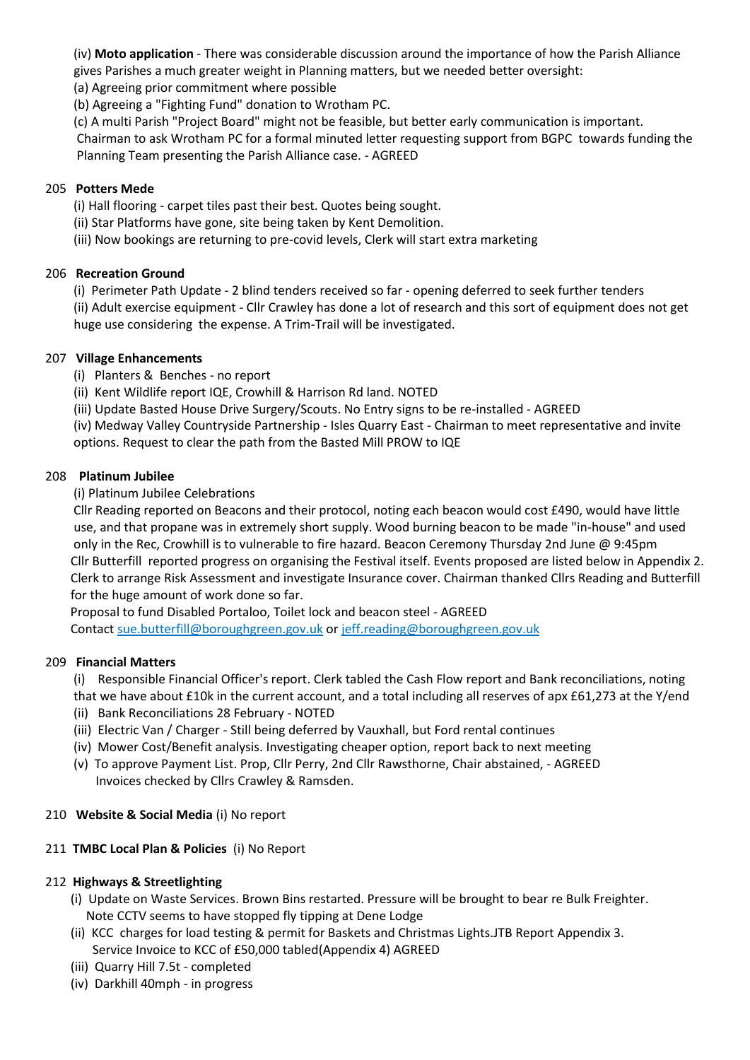(iv) **Moto application** - There was considerable discussion around the importance of how the Parish Alliance gives Parishes a much greater weight in Planning matters, but we needed better oversight:

(a) Agreeing prior commitment where possible

(b) Agreeing a "Fighting Fund" donation to Wrotham PC.

(c) A multi Parish "Project Board" might not be feasible, but better early communication is important.

Chairman to ask Wrotham PC for a formal minuted letter requesting support from BGPC towards funding the Planning Team presenting the Parish Alliance case. - AGREED

205 **Potters Mede**

(i) Hall flooring - carpet tiles past their best. Quotes being sought.

(ii) Star Platforms have gone, site being taken by Kent Demolition.

(iii) Now bookings are returning to pre-covid levels, Clerk will start extra marketing

206 **Recreation Ground**

(i) Perimeter Path Update - 2 blind tenders received so far - opening deferred to seek further tenders

(ii) Adult exercise equipment - Cllr Crawley has done a lot of research and this sort of equipment does not get huge use considering the expense. A Trim-Trail will be investigated.

207 **Village Enhancements**

(i) Planters & Benches - no report

(ii) Kent Wildlife report IQE, Crowhill & Harrison Rd land. NOTED

(iii) Update Basted House Drive Surgery/Scouts. No Entry signs to be re-installed - AGREED

(iv) Medway Valley Countryside Partnership - Isles Quarry East - Chairman to meet representative and invite options. Request to clear the path from the Basted Mill PROW to IQE

208 **Platinum Jubilee**

(i) Platinum Jubilee Celebrations

Cllr Reading reported on Beacons and their protocol, noting each beacon would cost £490, would have little use, and that propane was in extremely short supply. Wood burning beacon to be made "in-house" and used only in the Rec, Crowhill is to vulnerable to fire hazard. Beacon Ceremony Thursday 2nd June @ 9:45pm

Cllr Butterfill reported progress on organising the Festival itself. Events proposed are listed below in Appendix 2. Clerk to arrange Risk Assessment and investigate Insurance cover. Chairman thanked Cllrs Reading and Butterfill for the huge amount of work done so far.

Proposal to fund Disabled Portaloo, Toilet lock and beacon steel - AGREED

Contact sue.butterfill@boroughgreen.gov.uk or jeff.reading@boroughgreen.gov.uk

209 **Financial Matters**

(i) Responsible Financial Officer's report. Clerk tabled the Cash Flow report and Bank reconciliations, noting that we have about £10k in the current account, and a total including all reserves of apx £61,273 at the Y/end

(ii) Bank Reconciliations 28 February - NOTED

(iii) Electric Van / Charger - Still being deferred by Vauxhall, but Ford rental continues

(iv) Mower Cost/Benefit analysis. Investigating cheaper option, report back to next meeting

(v) To approve Payment List. Prop, Cllr Perry, 2nd Cllr Rawsthorne, Chair abstained, - AGREED
Invoices checked by Cllrs Crawley & Ramsden.

210 **Website & Social Media** (i) No report

211 **TMBC Local Plan & Policies** (i) No Report

212 **Highways & Streetlighting**

(i) Update on Waste Services. Brown Bins restarted. Pressure will be brought to bear re Bulk Freighter.
Note CCTV seems to have stopped fly tipping at Dene Lodge

(ii) KCC charges for load testing & permit for Baskets and Christmas Lights.JTB Report Appendix 3.
Service Invoice to KCC of £50,000 tabled(Appendix 4) AGREED

(iii) Quarry Hill 7.5t - completed

(iv) Darkhill 40mph - in progress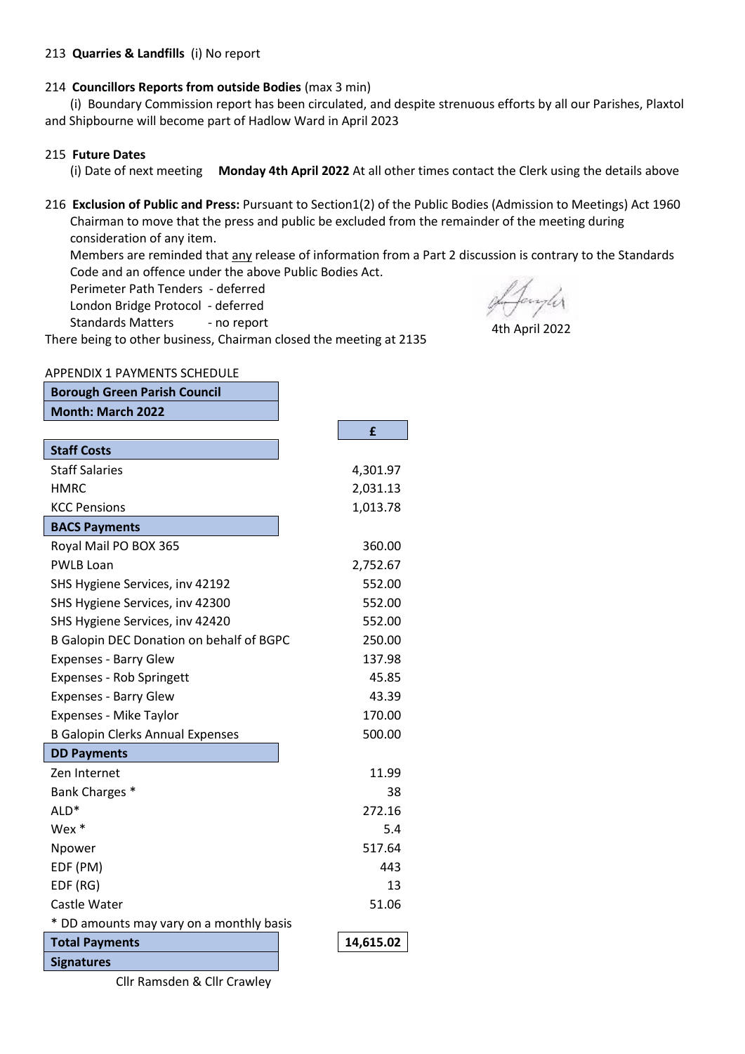213 **Quarries & Landfills** (i) No report

214 **Councillors Reports from outside Bodies** (max 3 min)

(i) Boundary Commission report has been circulated, and despite strenuous efforts by all our Parishes, Plaxtol and Shipbourne will become part of Hadlow Ward in April 2023

215 **Future Dates**

(i) Date of next meeting **Monday 4th April 2022** At all other times contact the Clerk using the details above

216 **Exclusion of Public and Press:** Pursuant to Section1(2) of the Public Bodies (Admission to Meetings) Act 1960 Chairman to move that the press and public be excluded from the remainder of the meeting during consideration of any item.

Members are reminded that any release of information from a Part 2 discussion is contrary to the Standards Code and an offence under the above Public Bodies Act.

Perimeter Path Tenders - deferred
London Bridge Protocol - deferred
Standards Matters - no report

There being to other business, Chairman closed the meeting at 2135

4th April 2022

APPENDIX 1 PAYMENTS SCHEDULE

| **Borough Green Parish Council** | |
|---|---|
| **Month: March 2022** | |
| | **£** |
| **Staff Costs** | |
| Staff Salaries | 4,301.97 |
| HMRC | 2,031.13 |
| KCC Pensions | 1,013.78 |
| **BACS Payments** | |
| Royal Mail PO BOX 365 | 360.00 |
| PWLB Loan | 2,752.67 |
| SHS Hygiene Services, inv 42192 | 552.00 |
| SHS Hygiene Services, inv 42300 | 552.00 |
| SHS Hygiene Services, inv 42420 | 552.00 |
| B Galopin DEC Donation on behalf of BGPC | 250.00 |
| Expenses - Barry Glew | 137.98 |
| Expenses - Rob Springett | 45.85 |
| Expenses - Barry Glew | 43.39 |
| Expenses - Mike Taylor | 170.00 |
| B Galopin Clerks Annual Expenses | 500.00 |
| **DD Payments** | |
| Zen Internet | 11.99 |
| Bank Charges * | 38 |
| ALD* | 272.16 |
| Wex * | 5.4 |
| Npower | 517.64 |
| EDF (PM) | 443 |
| EDF (RG) | 13 |
| Castle Water | 51.06 |
| * DD amounts may vary on a monthly basis | |
| **Total Payments** | **14,615.02** |
| **Signatures** | |
| Cllr Ramsden & Cllr Crawley | |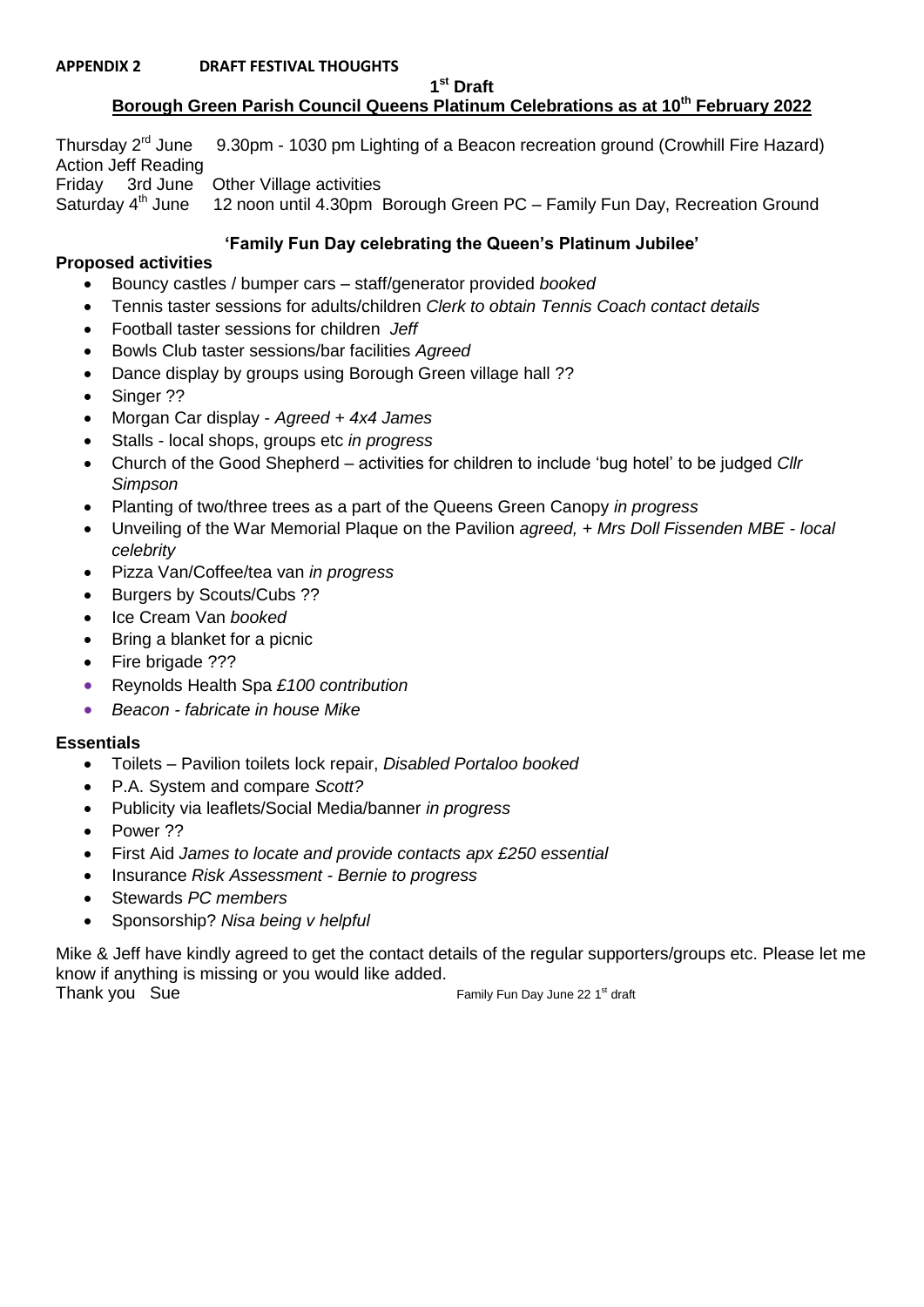**APPENDIX 2 DRAFT FESTIVAL THOUGHTS**

**1st Draft**

**Borough Green Parish Council Queens Platinum Celebrations as at 10th February 2022**

Thursday 2rd June 9.30pm - 1030 pm Lighting of a Beacon recreation ground (Crowhill Fire Hazard) Action Jeff Reading

Friday 3rd June Other Village activities

Saturday 4th June 12 noon until 4.30pm Borough Green PC – Family Fun Day, Recreation Ground

**'Family Fun Day celebrating the Queen's Platinum Jubilee'**

**Proposed activities**

- Bouncy castles / bumper cars – staff/generator provided *booked*
- Tennis taster sessions for adults/children *Clerk to obtain Tennis Coach contact details*
- Football taster sessions for children *Jeff*
- Bowls Club taster sessions/bar facilities *Agreed*
- Dance display by groups using Borough Green village hall ??
- Singer ??
- Morgan Car display - *Agreed + 4x4 James*
- Stalls - local shops, groups etc *in progress*
- Church of the Good Shepherd – activities for children to include 'bug hotel' to be judged *Cllr Simpson*
- Planting of two/three trees as a part of the Queens Green Canopy *in progress*
- Unveiling of the War Memorial Plaque on the Pavilion *agreed, + Mrs Doll Fissenden MBE - local celebrity*
- Pizza Van/Coffee/tea van *in progress*
- Burgers by Scouts/Cubs ??
- Ice Cream Van *booked*
- Bring a blanket for a picnic
- Fire brigade ???
- Reynolds Health Spa *£100 contribution*
- *Beacon - fabricate in house Mike*

**Essentials**

- Toilets – Pavilion toilets lock repair, *Disabled Portaloo booked*
- P.A. System and compare *Scott?*
- Publicity via leaflets/Social Media/banner *in progress*
- Power ??
- First Aid *James to locate and provide contacts apx £250 essential*
- Insurance *Risk Assessment - Bernie to progress*
- Stewards *PC members*
- Sponsorship? *Nisa being v helpful*

Mike & Jeff have kindly agreed to get the contact details of the regular supporters/groups etc. Please let me know if anything is missing or you would like added.

Thank you Sue

Family Fun Day June 22 1st draft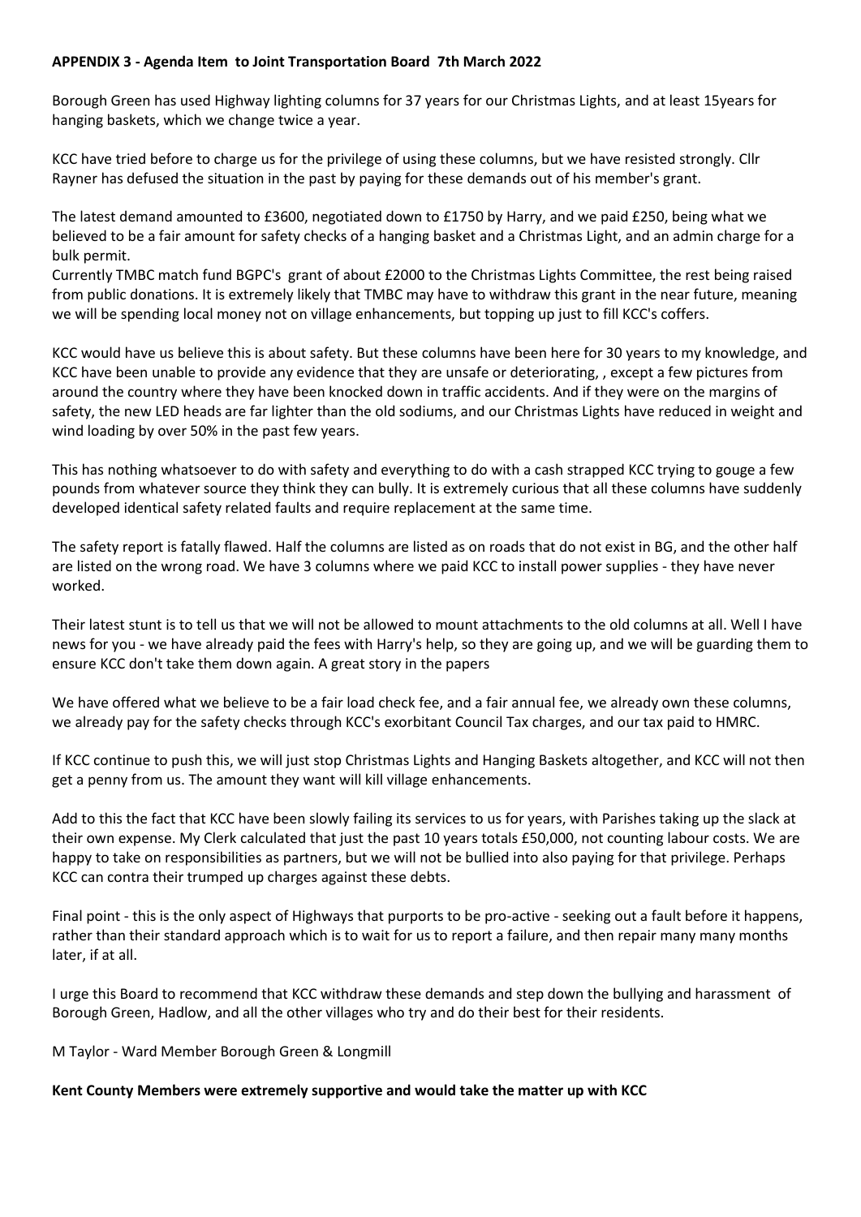**APPENDIX 3 - Agenda Item to Joint Transportation Board 7th March 2022**

Borough Green has used Highway lighting columns for 37 years for our Christmas Lights, and at least 15years for hanging baskets, which we change twice a year.

KCC have tried before to charge us for the privilege of using these columns, but we have resisted strongly. Cllr Rayner has defused the situation in the past by paying for these demands out of his member's grant.

The latest demand amounted to £3600, negotiated down to £1750 by Harry, and we paid £250, being what we believed to be a fair amount for safety checks of a hanging basket and a Christmas Light, and an admin charge for a bulk permit.

Currently TMBC match fund BGPC's grant of about £2000 to the Christmas Lights Committee, the rest being raised from public donations. It is extremely likely that TMBC may have to withdraw this grant in the near future, meaning we will be spending local money not on village enhancements, but topping up just to fill KCC's coffers.

KCC would have us believe this is about safety. But these columns have been here for 30 years to my knowledge, and KCC have been unable to provide any evidence that they are unsafe or deteriorating, , except a few pictures from around the country where they have been knocked down in traffic accidents. And if they were on the margins of safety, the new LED heads are far lighter than the old sodiums, and our Christmas Lights have reduced in weight and wind loading by over 50% in the past few years.

This has nothing whatsoever to do with safety and everything to do with a cash strapped KCC trying to gouge a few pounds from whatever source they think they can bully. It is extremely curious that all these columns have suddenly developed identical safety related faults and require replacement at the same time.

The safety report is fatally flawed. Half the columns are listed as on roads that do not exist in BG, and the other half are listed on the wrong road. We have 3 columns where we paid KCC to install power supplies - they have never worked.

Their latest stunt is to tell us that we will not be allowed to mount attachments to the old columns at all. Well I have news for you - we have already paid the fees with Harry's help, so they are going up, and we will be guarding them to ensure KCC don't take them down again. A great story in the papers

We have offered what we believe to be a fair load check fee, and a fair annual fee, we already own these columns, we already pay for the safety checks through KCC's exorbitant Council Tax charges, and our tax paid to HMRC.

If KCC continue to push this, we will just stop Christmas Lights and Hanging Baskets altogether, and KCC will not then get a penny from us. The amount they want will kill village enhancements.

Add to this the fact that KCC have been slowly failing its services to us for years, with Parishes taking up the slack at their own expense. My Clerk calculated that just the past 10 years totals £50,000, not counting labour costs. We are happy to take on responsibilities as partners, but we will not be bullied into also paying for that privilege. Perhaps KCC can contra their trumped up charges against these debts.

Final point - this is the only aspect of Highways that purports to be pro-active - seeking out a fault before it happens, rather than their standard approach which is to wait for us to report a failure, and then repair many many months later, if at all.

I urge this Board to recommend that KCC withdraw these demands and step down the bullying and harassment of Borough Green, Hadlow, and all the other villages who try and do their best for their residents.

M Taylor - Ward Member Borough Green & Longmill

**Kent County Members were extremely supportive and would take the matter up with KCC**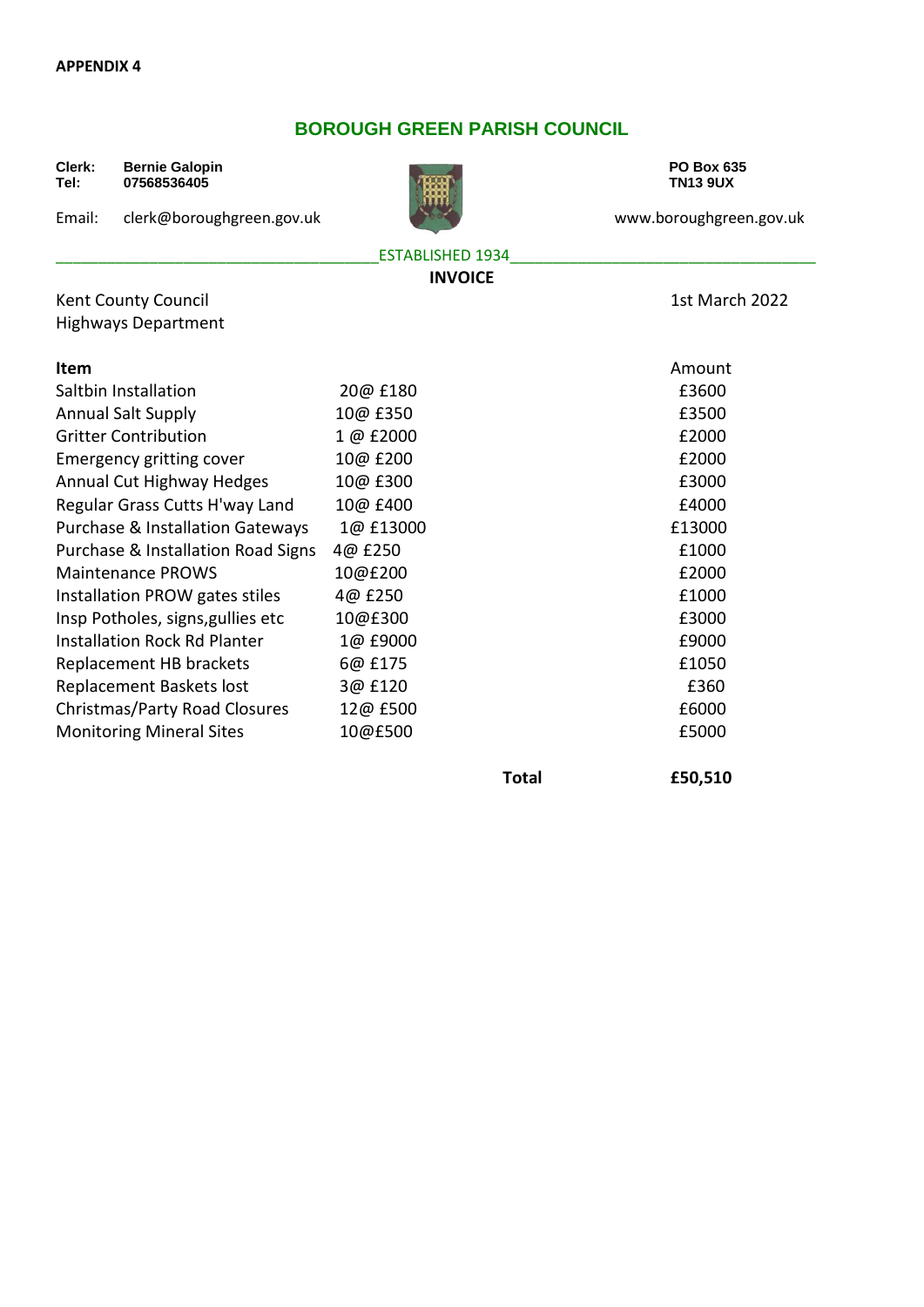**APPENDIX 4**

## BOROUGH GREEN PARISH COUNCIL

**Clerk:** **Bernie Galopin**
**Tel:** **07568536405**

Email: clerk@boroughgreen.gov.uk

**PO Box 635**
**TN13 9UX**

www.boroughgreen.gov.uk

ESTABLISHED 1934

**INVOICE**

Kent County Council
Highways Department

1st March 2022

| **Item** | | Amount |
|---|---|---|
| Saltbin Installation | 20@ £180 | £3600 |
| Annual Salt Supply | 10@ £350 | £3500 |
| Gritter Contribution | 1 @ £2000 | £2000 |
| Emergency gritting cover | 10@ £200 | £2000 |
| Annual Cut Highway Hedges | 10@ £300 | £3000 |
| Regular Grass Cutts H'way Land | 10@ £400 | £4000 |
| Purchase & Installation Gateways | 1@ £13000 | £13000 |
| Purchase & Installation Road Signs | 4@ £250 | £1000 |
| Maintenance PROWS | 10@£200 | £2000 |
| Installation PROW gates stiles | 4@ £250 | £1000 |
| Insp Potholes, signs,gullies etc | 10@£300 | £3000 |
| Installation Rock Rd Planter | 1@ £9000 | £9000 |
| Replacement HB brackets | 6@ £175 | £1050 |
| Replacement Baskets lost | 3@ £120 | £360 |
| Christmas/Party Road Closures | 12@ £500 | £6000 |
| Monitoring Mineral Sites | 10@£500 | £5000 |
| | **Total** | **£50,510** |